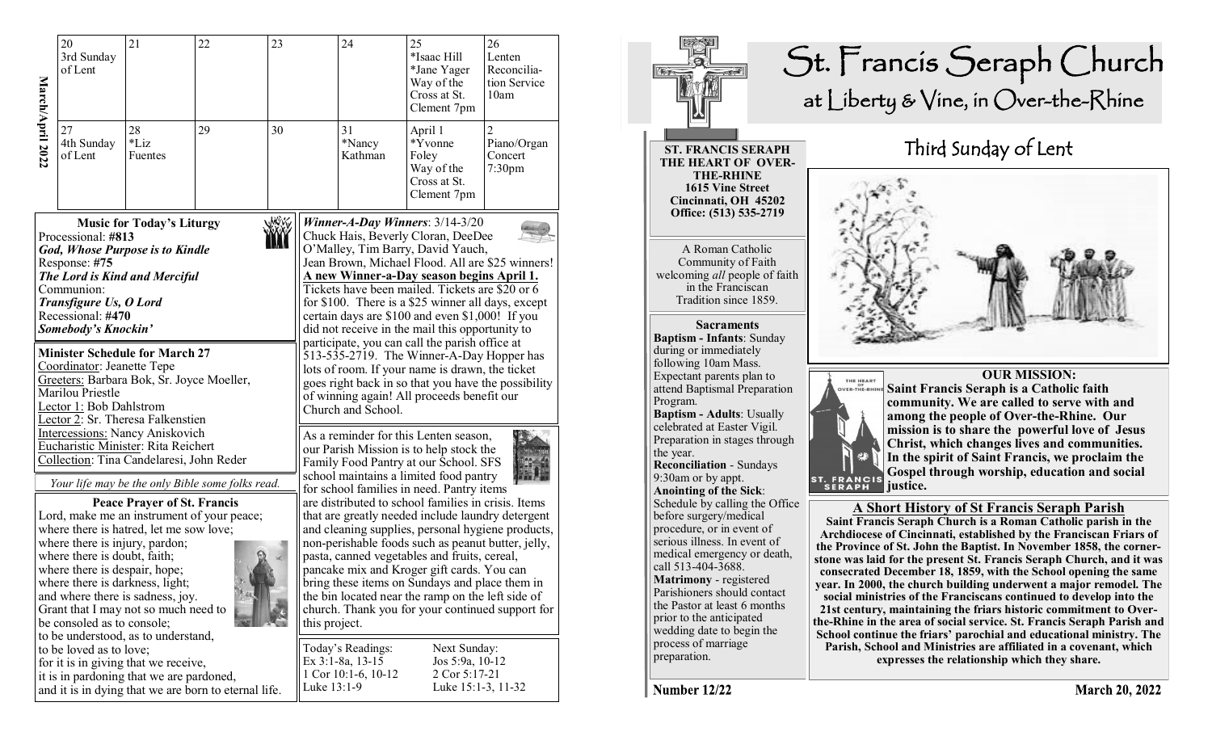# St. Francis Seraph Church

## at Liberty & Vine, in Over-the-Rhine

## Third Sunday of Lent

**ST. FRANCIS SERAPH**
**THE HEART OF OVER-THE-RHINE**
**1615 Vine Street**
**Cincinnati, OH 45202**
**Office: (513) 535-2719**

A Roman Catholic Community of Faith welcoming *all* people of faith in the Franciscan Tradition since 1859.

### Sacraments

**Baptism - Infants**: Sunday during or immediately following 10am Mass. Expectant parents plan to attend Baptismal Preparation Program.

**Baptism - Adults**: Usually celebrated at Easter Vigil. Preparation in stages through the year.

**Reconciliation** - Sundays 9:30am or by appt.

**Anointing of the Sick**: Schedule by calling the Office before surgery/medical procedure, or in event of serious illness. In event of medical emergency or death, call 513-404-3688.

**Matrimony** - registered Parishioners should contact the Pastor at least 6 months prior to the anticipated wedding date to begin the process of marriage preparation.

### OUR MISSION:

**Saint Francis Seraph is a Catholic faith community. We are called to serve with and among the people of Over-the-Rhine. Our mission is to share the powerful love of Jesus Christ, which changes lives and communities. In the spirit of Saint Francis, we proclaim the Gospel through worship, education and social justice.**

### A Short History of St Francis Seraph Parish

**Saint Francis Seraph Church is a Roman Catholic parish in the Archdiocese of Cincinnati, established by the Franciscan Friars of the Province of St. John the Baptist. In November 1858, the cornerstone was laid for the present St. Francis Seraph Church, and it was consecrated December 18, 1859, with the School opening the same year. In 2000, the church building underwent a major remodel. The social ministries of the Franciscans continued to develop into the 21st century, maintaining the friars historic commitment to Over-the-Rhine in the area of social service. St. Francis Seraph Parish and School continue the friars' parochial and educational ministry. The Parish, School and Ministries are affiliated in a covenant, which expresses the relationship which they share.**

Number 12/22 — March 20, 2022

---

**March/April 2022**

| 20 | 21 | 22 | 23 | 24 | 25 | 26 |
|---|---|---|---|---|---|---|
| 3rd Sunday of Lent | | | | | *Isaac Hill *Jane Yager Way of the Cross at St. Clement 7pm | Lenten Reconciliation Service 10am |
| **27** | **28** | **29** | **30** | **31** | **April 1** | **2** |
| 4th Sunday of Lent | *Liz Fuentes | | | *Nancy Kathman | *Yvonne Foley Way of the Cross at St. Clement 7pm | Piano/Organ Concert 7:30pm |

### Music for Today's Liturgy

Processional: **#813**
***God, Whose Purpose is to Kindle***
Response: **#75**
***The Lord is Kind and Merciful***
Communion:
***Transfigure Us, O Lord***
Recessional: **#470**
***Somebody's Knockin'***

### Minister Schedule for March 27

Coordinator: Jeanette Tepe
Greeters: Barbara Bok, Sr. Joyce Moeller, Marilou Priestle
Lector 1: Bob Dahlstrom
Lector 2: Sr. Theresa Falkenstien
Intercessions: Nancy Aniskovich
Eucharistic Minister: Rita Reichert
Collection: Tina Candelaresi, John Reder

*Your life may be the only Bible some folks read.*

### Peace Prayer of St. Francis

Lord, make me an instrument of your peace;
where there is hatred, let me sow love;
where there is injury, pardon;
where there is doubt, faith;
where there is despair, hope;
where there is darkness, light;
and where there is sadness, joy.
Grant that I may not so much need to be consoled as to console;
to be understood, as to understand,
to be loved as to love;
for it is in giving that we receive,
it is in pardoning that we are pardoned,
and it is in dying that we are born to eternal life.

***Winner-A-Day Winners***: 3/14-3/20
Chuck Hais, Beverly Cloran, DeeDee O'Malley, Tim Barry, David Yauch, Jean Brown, Michael Flood. All are $25 winners! **A new Winner-a-Day season begins April 1.** Tickets have been mailed. Tickets are $20 or 6 for $100. There is a $25 winner all days, except certain days are $100 and even $1,000! If you did not receive in the mail this opportunity to participate, you can call the parish office at 513-535-2719. The Winner-A-Day Hopper has lots of room. If your name is drawn, the ticket goes right back in so that you have the possibility of winning again! All proceeds benefit our Church and School.

As a reminder for this Lenten season, our Parish Mission is to help stock the Family Food Pantry at our School. SFS school maintains a limited food pantry for school families in need. Pantry items are distributed to school families in crisis. Items that are greatly needed include laundry detergent and cleaning supplies, personal hygiene products, non-perishable foods such as peanut butter, jelly, pasta, canned vegetables and fruits, cereal, pancake mix and Kroger gift cards. You can bring these items on Sundays and place them in the bin located near the ramp on the left side of church. Thank you for your continued support for this project.

| Today's Readings: | Next Sunday: |
|---|---|
| Ex 3:1-8a, 13-15 | Jos 5:9a, 10-12 |
| 1 Cor 10:1-6, 10-12 | 2 Cor 5:17-21 |
| Luke 13:1-9 | Luke 15:1-3, 11-32 |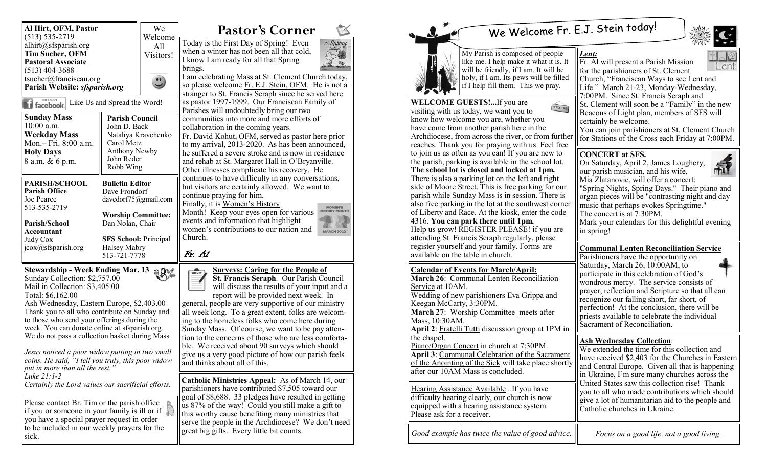**Al Hirt, OFM, Pastor**
(513) 535-2719
alhirt@sfsparish.org
**Tim Sucher, OFM**
**Pastoral Associate**
(513) 404-3688
tsucher@franciscan.org
**Parish Website:** ***sfsparish.org***

We Welcome All Visitors!

Like Us and Spread the Word!

**Sunday Mass**
10:00 a.m.
**Weekday Mass**
Mon.– Fri. 8:00 a.m.
**Holy Days**
8 a.m. & 6 p.m.

**Parish Council**
John D. Back
Nataliya Kravchenko
Carol Metz
Anthony Newby
John Reder
Robb Wing

**PARISH/SCHOOL**
**Parish Office**
Joe Pearce
513-535-2719

**Parish/School Accountant**
Judy Cox
jcox@sfsparish.org

**Bulletin Editor**
Dave Frondorf
davedorf75@gmail.com

**Worship Committee:**
Dan Nolan, Chair

**SFS School:** Principal
Halsey Mabry
513-721-7778

## Pastor's Corner

Today is the First Day of Spring! Even when a winter has not been all that cold, I know I am ready for all that Spring brings.

I am celebrating Mass at St. Clement Church today, so please welcome Fr. E.J. Stein, OFM. He is not a stranger to St. Francis Seraph since he served here as pastor 1997-1999. Our Franciscan Family of Parishes will undoubtedly bring our two communities into more and more efforts of collaboration in the coming years.

Fr. David Kohut, OFM, served as pastor here prior to my arrival, 2013-2020. As has been announced, he suffered a severe stroke and is now in residence and rehab at St. Margaret Hall in O'Bryanville. Other illnesses complicate his recovery. He continues to have difficulty in any conversations, but visitors are certainly allowed. We want to continue praying for him.

Finally, it is Women's History Month! Keep your eyes open for various events and information that highlight women's contributions to our nation and Church.

*Fr. Al*

**Stewardship - Week Ending Mar. 13**
Sunday Collection: $2,757.00
Mail in Collection: $3,405.00
Total: $6,162.00
Ash Wednesday, Eastern Europe, $2,403.00
Thank you to all who contribute on Sunday and to those who send your offerings during the week. You can donate online at sfsparish.org. We do not pass a collection basket during Mass.

*Jesus noticed a poor widow putting in two small coins. He said, "I tell you truly, this poor widow put in more than all the rest." Luke 21:1-2*
*Certainly the Lord values our sacrificial efforts.*

Please contact Br. Tim or the parish office if you or someone in your family is ill or if you have a special prayer request in order to be included in our weekly prayers for the sick.

**Surveys: Caring for the People of St. Francis Seraph**. Our Parish Council will discuss the results of your input and a report will be provided next week. In general, people are very supportive of our ministry all week long. To a great extent, folks are welcoming to the homeless folks who come here during Sunday Mass. Of course, we want to be pay attention to the concerns of those who are less comfortable. We received about 90 surveys which should give us a very good picture of how our parish feels and thinks about all of this.

**Catholic Ministries Appeal:** As of March 14, our parishioners have contributed $7,505 toward our goal of $8,688. 33 pledges have resulted in getting us 87% of the way! Could you still make a gift to this worthy cause benefiting many ministries that serve the people in the Archdiocese? We don't need great big gifts. Every little bit counts.

## We Welcome Fr. E.J. Stein today!

My Parish is composed of people like me. I help make it what it is. It will be friendly, if I am. It will be holy, if I am. Its pews will be filled if I help fill them. This we pray.

**WELCOME GUESTS!...**If you are visiting with us today, we want you to know how welcome you are, whether you have come from another parish here in the Archdiocese, from across the river, or from further reaches. Thank you for praying with us. Feel free to join us as often as you can! If you are new to the parish, parking is available in the school lot. **The school lot is closed and locked at 1pm.** There is also a parking lot on the left and right side of Moore Street. This is free parking for our parish while Sunday Mass is in session. There is also free parking in the lot at the southwest corner of Liberty and Race. At the kiosk, enter the code 4316. **You can park there until 1pm.**
Help us grow! REGISTER PLEASE! if you are attending St. Francis Seraph regularly, please register yourself and your family. Forms are available on the table in church.

**Calendar of Events for March/April:**
**March 26**: Communal Lenten Reconciliation Service at 10AM.
Wedding of new parishioners Eva Grippa and Keegan McCarty, 3:30PM.
**March 27**: Worship Committee meets after Mass, 10:30AM.
**April 2**: Fratelli Tutti discussion group at 1PM in the chapel.
Piano/Organ Concert in church at 7:30PM.
**April 3**: Communal Celebration of the Sacrament of the Anointing of the Sick will take place shortly after our 10AM Mass is concluded.

Hearing Assistance Available...If you have difficulty hearing clearly, our church is now equipped with a hearing assistance system. Please ask for a receiver.

*Good example has twice the value of good advice.*

***Lent:***
Fr. Al will present a Parish Mission for the parishioners of St. Clement Church, "Franciscan Ways to see Lent and Life." March 21-23, Monday-Wednesday, 7:00PM. Since St. Francis Seraph and St. Clement will soon be a "Family" in the new Beacons of Light plan, members of SFS will certainly be welcome.
You can join parishioners at St. Clement Church for Stations of the Cross each Friday at 7:00PM.

**CONCERT at SFS.**
On Saturday, April 2, James Loughery, our parish musician, and his wife, Mia Zlatanovic, will offer a concert: "Spring Nights, Spring Days." Their piano and organ pieces will be "contrasting night and day music that perhaps evokes Springtime."
The concert is at 7:30PM.
Mark your calendars for this delightful evening in spring!

**Communal Lenten Reconciliation Service**
Parishioners have the opportunity on Saturday, March 26, 10:00AM, to participate in this celebration of God's wondrous mercy. The service consists of prayer, reflection and Scripture so that all can recognize our falling short, far short of, perfection! At the conclusion, there will be priests available to celebrate the individual Sacrament of Reconciliation.

**Ash Wednesday Collection**:
We extended the time for this collection and have received $2,403 for the Churches in Eastern and Central Europe. Given all that is happening in Ukraine, I'm sure many churches across the United States saw this collection rise! Thank you to all who made contributions which should give a lot of humanitarian aid to the people and Catholic churches in Ukraine.

*Focus on a good life, not a good living.*